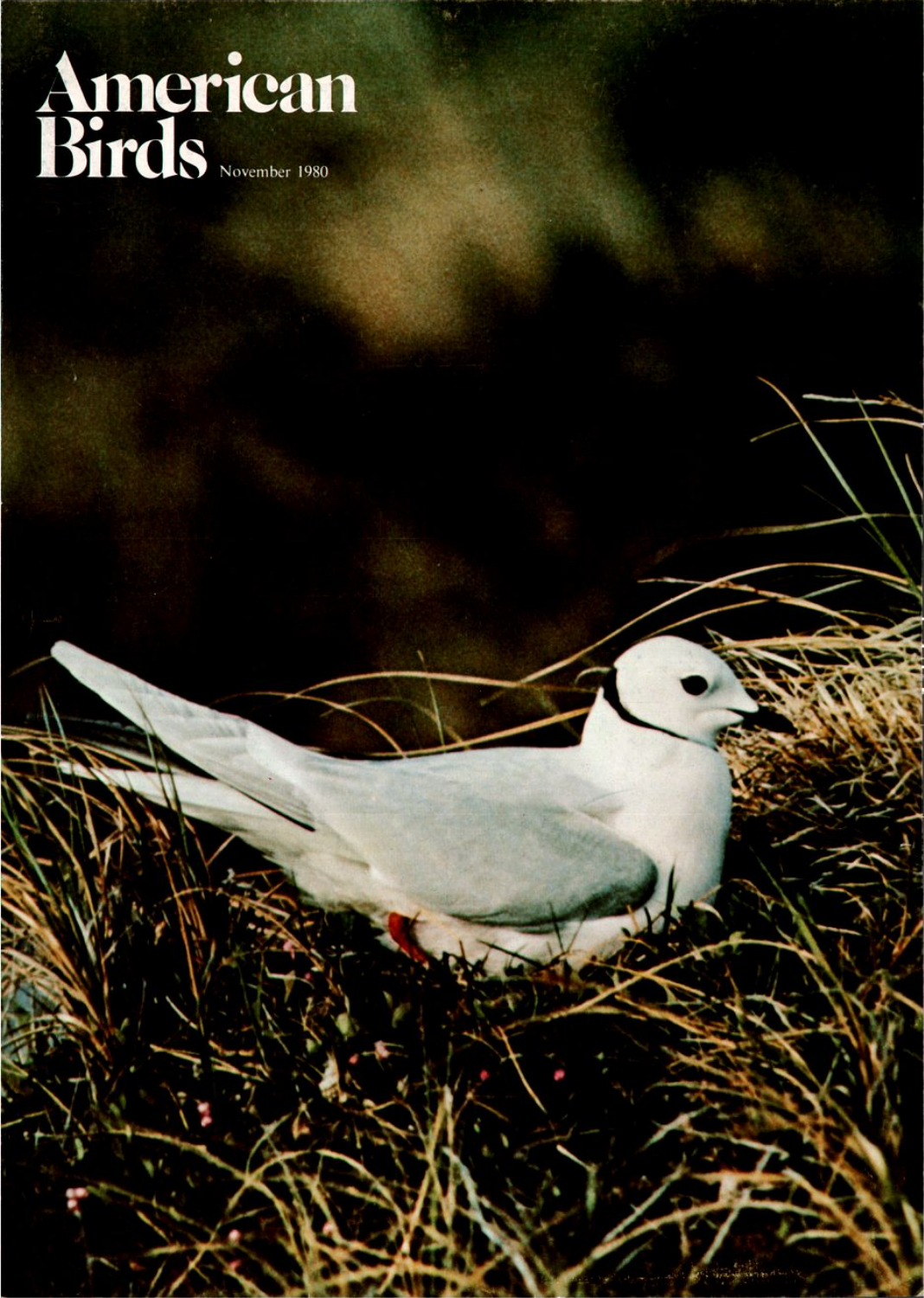# American Birds

November 1980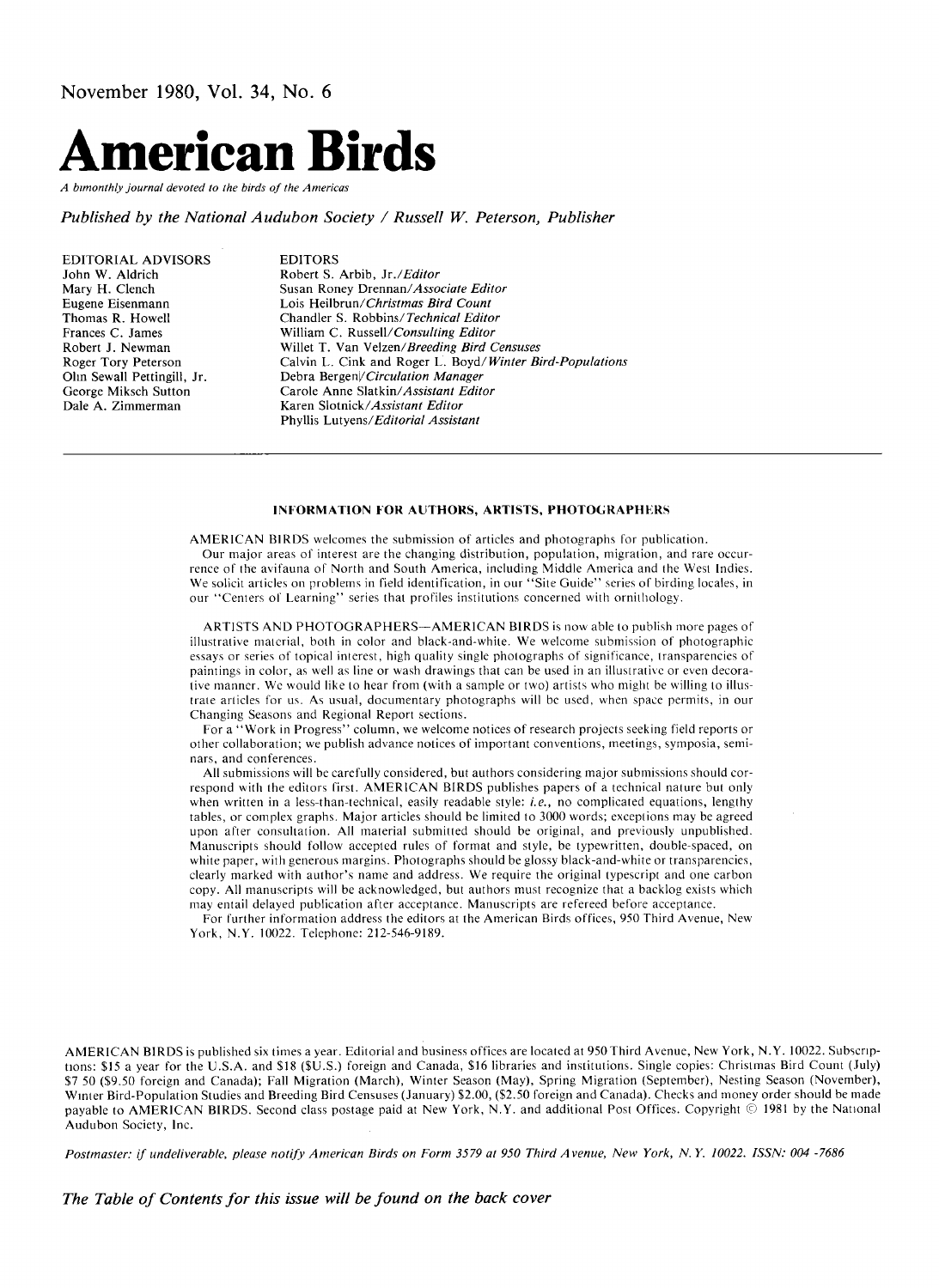November 1980, Vol. 34, No. 6

# American Birds

*A bimonthly journal devoted to the birds of the Americas*

*Published by the National Audubon Society / Russell W. Peterson, Publisher*

EDITORIAL ADVISORS
John W. Aldrich
Mary H. Clench
Eugene Eisenmann
Thomas R. Howell
Frances C. James
Robert J. Newman
Roger Tory Peterson
Olin Sewall Pettingill, Jr.
George Miksch Sutton
Dale A. Zimmerman

EDITORS
Robert S. Arbib, Jr./*Editor*
Susan Roney Drennan/*Associate Editor*
Lois Heilbrun/*Christmas Bird Count*
Chandler S. Robbins/*Technical Editor*
William C. Russell/*Consulting Editor*
Willet T. Van Velzen/*Breeding Bird Censuses*
Calvin L. Cink and Roger L. Boyd/*Winter Bird-Populations*
Debra Bergen/*Circulation Manager*
Carole Anne Slatkin/*Assistant Editor*
Karen Slotnick/*Assistant Editor*
Phyllis Lutyens/*Editorial Assistant*

---

## INFORMATION FOR AUTHORS, ARTISTS, PHOTOGRAPHERS

AMERICAN BIRDS welcomes the submission of articles and photographs for publication.

Our major areas of interest are the changing distribution, population, migration, and rare occurrence of the avifauna of North and South America, including Middle America and the West Indies. We solicit articles on problems in field identification, in our "Site Guide" series of birding locales, in our "Centers of Learning" series that profiles institutions concerned with ornithology.

ARTISTS AND PHOTOGRAPHERS—AMERICAN BIRDS is now able to publish more pages of illustrative material, both in color and black-and-white. We welcome submission of photographic essays or series of topical interest, high quality single photographs of significance, transparencies of paintings in color, as well as line or wash drawings that can be used in an illustrative or even decorative manner. We would like to hear from (with a sample or two) artists who might be willing to illustrate articles for us. As usual, documentary photographs will be used, when space permits, in our Changing Seasons and Regional Report sections.

For a "Work in Progress" column, we welcome notices of research projects seeking field reports or other collaboration; we publish advance notices of important conventions, meetings, symposia, seminars, and conferences.

All submissions will be carefully considered, but authors considering major submissions should correspond with the editors first. AMERICAN BIRDS publishes papers of a technical nature but only when written in a less-than-technical, easily readable style: *i.e.*, no complicated equations, lengthy tables, or complex graphs. Major articles should be limited to 3000 words; exceptions may be agreed upon after consultation. All material submitted should be original, and previously unpublished. Manuscripts should follow accepted rules of format and style, be typewritten, double-spaced, on white paper, with generous margins. Photographs should be glossy black-and-white or transparencies, clearly marked with author's name and address. We require the original typescript and one carbon copy. All manuscripts will be acknowledged, but authors must recognize that a backlog exists which may entail delayed publication after acceptance. Manuscripts are refereed before acceptance.

For further information address the editors at the American Birds offices, 950 Third Avenue, New York, N.Y. 10022. Telephone: 212-546-9189.

AMERICAN BIRDS is published six times a year. Editorial and business offices are located at 950 Third Avenue, New York, N.Y. 10022. Subscriptions: $15 a year for the U.S.A. and $18 ($U.S.) foreign and Canada, $16 libraries and institutions. Single copies: Christmas Bird Count (July) $7 50 ($9.50 foreign and Canada); Fall Migration (March), Winter Season (May), Spring Migration (September), Nesting Season (November), Winter Bird-Population Studies and Breeding Bird Censuses (January) $2.00, ($2.50 foreign and Canada). Checks and money order should be made payable to AMERICAN BIRDS. Second class postage paid at New York, N.Y. and additional Post Offices. Copyright © 1981 by the National Audubon Society, Inc.

*Postmaster: if undeliverable, please notify American Birds on Form 3579 at 950 Third Avenue, New York, N.Y. 10022. ISSN: 004 -7686*

***The Table of Contents for this issue will be found on the back cover***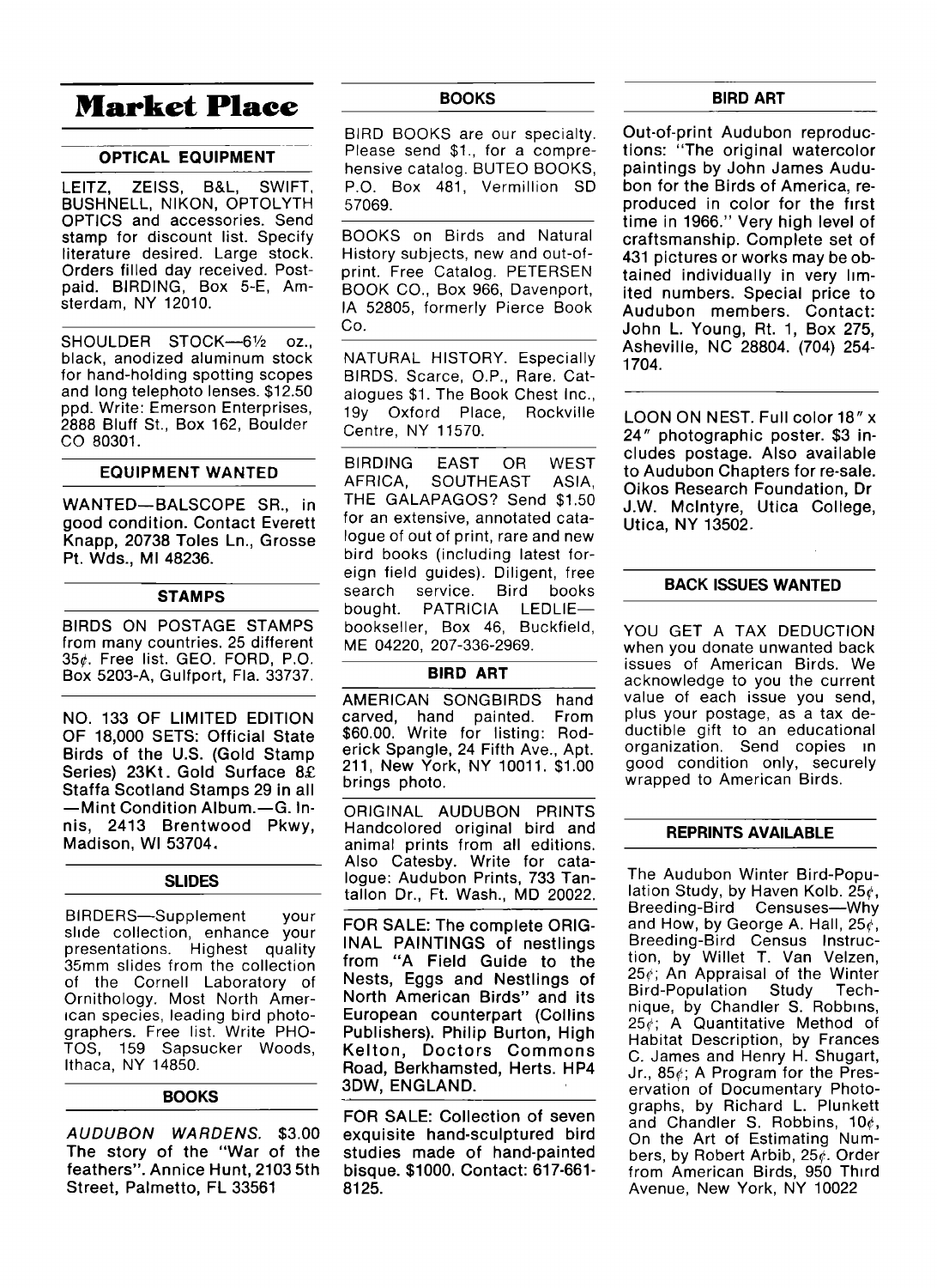# Market Place

## OPTICAL EQUIPMENT

LEITZ, ZEISS, B&L, SWIFT, BUSHNELL, NIKON, OPTOLYTH OPTICS and accessories. Send stamp for discount list. Specify literature desired. Large stock. Orders filled day received. Postpaid. BIRDING, Box 5-E, Amsterdam, NY 12010.

SHOULDER STOCK—6½ oz., black, anodized aluminum stock for hand-holding spotting scopes and long telephoto lenses. $12.50 ppd. Write: Emerson Enterprises, 2888 Bluff St., Box 162, Boulder CO 80301.

## EQUIPMENT WANTED

WANTED—BALSCOPE SR., in good condition. Contact Everett Knapp, 20738 Toles Ln., Grosse Pt. Wds., MI 48236.

## STAMPS

BIRDS ON POSTAGE STAMPS from many countries. 25 different 35¢. Free list. GEO. FORD, P.O. Box 5203-A, Gulfport, Fla. 33737.

NO. 133 OF LIMITED EDITION OF 18,000 SETS: Official State Birds of the U.S. (Gold Stamp Series) 23Kt. Gold Surface 8£ Staffa Scotland Stamps 29 in all —Mint Condition Album.—G. Innis, 2413 Brentwood Pkwy, Madison, WI 53704.

## SLIDES

BIRDERS—Supplement your slide collection, enhance your presentations. Highest quality 35mm slides from the collection of the Cornell Laboratory of Ornithology. Most North American species, leading bird photographers. Free list. Write PHOTOS, 159 Sapsucker Woods, Ithaca, NY 14850.

## BOOKS

*AUDUBON WARDENS.* $3.00 The story of the "War of the feathers". Annice Hunt, 2103 5th Street, Palmetto, FL 33561

## BOOKS

BIRD BOOKS are our specialty. Please send $1., for a comprehensive catalog. BUTEO BOOKS, P.O. Box 481, Vermillion SD 57069.

BOOKS on Birds and Natural History subjects, new and out-of-print. Free Catalog. PETERSEN BOOK CO., Box 966, Davenport, IA 52805, formerly Pierce Book Co.

NATURAL HISTORY. Especially BIRDS. Scarce, O.P., Rare. Catalogues $1. The Book Chest Inc., 19y Oxford Place, Rockville Centre, NY 11570.

BIRDING EAST OR WEST AFRICA, SOUTHEAST ASIA, THE GALAPAGOS? Send $1.50 for an extensive, annotated catalogue of out of print, rare and new bird books (including latest foreign field guides). Diligent, free search service. Bird books bought. PATRICIA LEDLIE—bookseller, Box 46, Buckfield, ME 04220, 207-336-2969.

## BIRD ART

AMERICAN SONGBIRDS hand carved, hand painted. From $60.00. Write for listing: Roderick Spangle, 24 Fifth Ave., Apt. 211, New York, NY 10011. $1.00 brings photo.

ORIGINAL AUDUBON PRINTS Handcolored original bird and animal prints from all editions. Also Catesby. Write for catalogue: Audubon Prints, 733 Tantallon Dr., Ft. Wash., MD 20022.

FOR SALE: The complete ORIGINAL PAINTINGS of nestlings from "A Field Guide to the Nests, Eggs and Nestlings of North American Birds" and its European counterpart (Collins Publishers). Philip Burton, High Kelton, Doctors Commons Road, Berkhamsted, Herts. HP4 3DW, ENGLAND.

FOR SALE: Collection of seven exquisite hand-sculptured bird studies made of hand-painted bisque. $1000. Contact: 617-661-8125.

## BIRD ART

Out-of-print Audubon reproductions: "The original watercolor paintings by John James Audubon for the Birds of America, reproduced in color for the first time in 1966." Very high level of craftsmanship. Complete set of 431 pictures or works may be obtained individually in very limited numbers. Special price to Audubon members. Contact: John L. Young, Rt. 1, Box 275, Asheville, NC 28804. (704) 254-1704.

LOON ON NEST. Full color 18″ x 24″ photographic poster. $3 includes postage. Also available to Audubon Chapters for re-sale. Oikos Research Foundation, Dr J.W. McIntyre, Utica College, Utica, NY 13502.

## BACK ISSUES WANTED

YOU GET A TAX DEDUCTION when you donate unwanted back issues of American Birds. We acknowledge to you the current value of each issue you send, plus your postage, as a tax deductible gift to an educational organization. Send copies in good condition only, securely wrapped to American Birds.

## REPRINTS AVAILABLE

The Audubon Winter Bird-Population Study, by Haven Kolb. 25¢, Breeding-Bird Censuses—Why and How, by George A. Hall, 25¢, Breeding-Bird Census Instruction, by Willet T. Van Velzen, 25¢; An Appraisal of the Winter Bird-Population Study Technique, by Chandler S. Robbins, 25¢; A Quantitative Method of Habitat Description, by Frances C. James and Henry H. Shugart, Jr., 85¢; A Program for the Preservation of Documentary Photographs, by Richard L. Plunkett and Chandler S. Robbins, 10¢, On the Art of Estimating Numbers, by Robert Arbib, 25¢. Order from American Birds, 950 Third Avenue, New York, NY 10022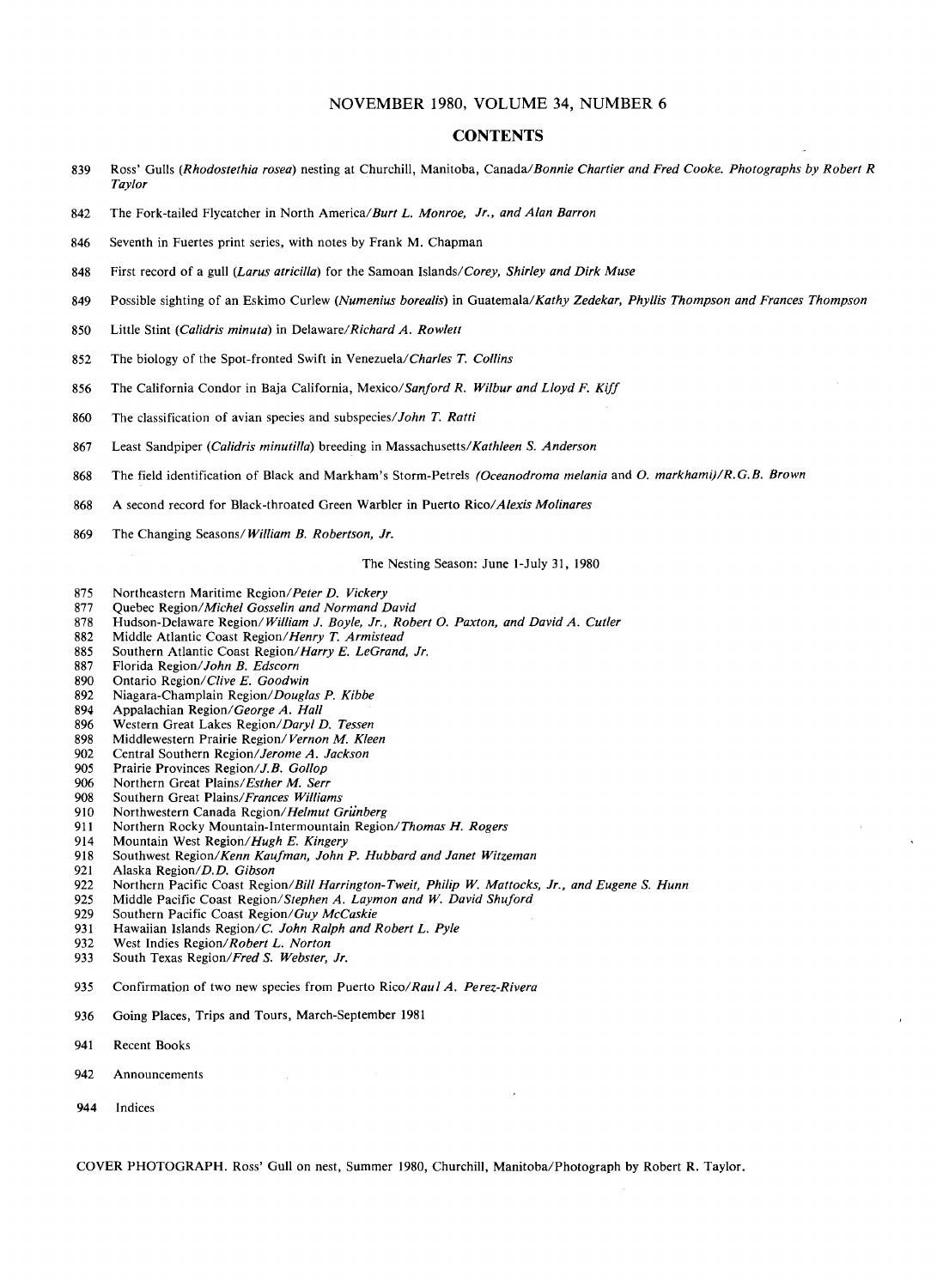NOVEMBER 1980, VOLUME 34, NUMBER 6

## CONTENTS

839 Ross' Gulls (*Rhodostethia rosea*) nesting at Churchill, Manitoba, Canada/*Bonnie Chartier and Fred Cooke. Photographs by Robert R Taylor*

842 The Fork-tailed Flycatcher in North America/*Burt L. Monroe, Jr., and Alan Barron*

846 Seventh in Fuertes print series, with notes by Frank M. Chapman

848 First record of a gull (*Larus atricilla*) for the Samoan Islands/*Corey, Shirley and Dirk Muse*

849 Possible sighting of an Eskimo Curlew (*Numenius borealis*) in Guatemala/*Kathy Zedekar, Phyllis Thompson and Frances Thompson*

850 Little Stint (*Calidris minuta*) in Delaware/*Richard A. Rowlett*

852 The biology of the Spot-fronted Swift in Venezuela/*Charles T. Collins*

856 The California Condor in Baja California, Mexico/*Sanford R. Wilbur and Lloyd F. Kiff*

860 The classification of avian species and subspecies/*John T. Ratti*

867 Least Sandpiper (*Calidris minutilla*) breeding in Massachusetts/*Kathleen S. Anderson*

868 The field identification of Black and Markham's Storm-Petrels (*Oceanodroma melania* and *O. markhami*)/*R.G.B. Brown*

868 A second record for Black-throated Green Warbler in Puerto Rico/*Alexis Molinares*

869 The Changing Seasons/*William B. Robertson, Jr.*

The Nesting Season: June 1-July 31, 1980

875 Northeastern Maritime Region/*Peter D. Vickery*
877 Quebec Region/*Michel Gosselin and Normand David*
878 Hudson-Delaware Region/*William J. Boyle, Jr., Robert O. Paxton, and David A. Cutler*
882 Middle Atlantic Coast Region/*Henry T. Armistead*
885 Southern Atlantic Coast Region/*Harry E. LeGrand, Jr.*
887 Florida Region/*John B. Edscorn*
890 Ontario Region/*Clive E. Goodwin*
892 Niagara-Champlain Region/*Douglas P. Kibbe*
894 Appalachian Region/*George A. Hall*
896 Western Great Lakes Region/*Daryl D. Tessen*
898 Middlewestern Prairie Region/*Vernon M. Kleen*
902 Central Southern Region/*Jerome A. Jackson*
905 Prairie Provinces Region/*J.B. Gollop*
906 Northern Great Plains/*Esther M. Serr*
908 Southern Great Plains/*Frances Williams*
910 Northwestern Canada Region/*Helmut Grünberg*
911 Northern Rocky Mountain-Intermountain Region/*Thomas H. Rogers*
914 Mountain West Region/*Hugh E. Kingery*
918 Southwest Region/*Kenn Kaufman, John P. Hubbard and Janet Witzeman*
921 Alaska Region/*D.D. Gibson*
922 Northern Pacific Coast Region/*Bill Harrington-Tweit, Philip W. Mattocks, Jr., and Eugene S. Hunn*
925 Middle Pacific Coast Region/*Stephen A. Laymon and W. David Shuford*
929 Southern Pacific Coast Region/*Guy McCaskie*
931 Hawaiian Islands Region/*C. John Ralph and Robert L. Pyle*
932 West Indies Region/*Robert L. Norton*
933 South Texas Region/*Fred S. Webster, Jr.*

935 Confirmation of two new species from Puerto Rico/*Raul A. Perez-Rivera*

936 Going Places, Trips and Tours, March-September 1981

941 Recent Books

942 Announcements

944 Indices

COVER PHOTOGRAPH. Ross' Gull on nest, Summer 1980, Churchill, Manitoba/Photograph by Robert R. Taylor.